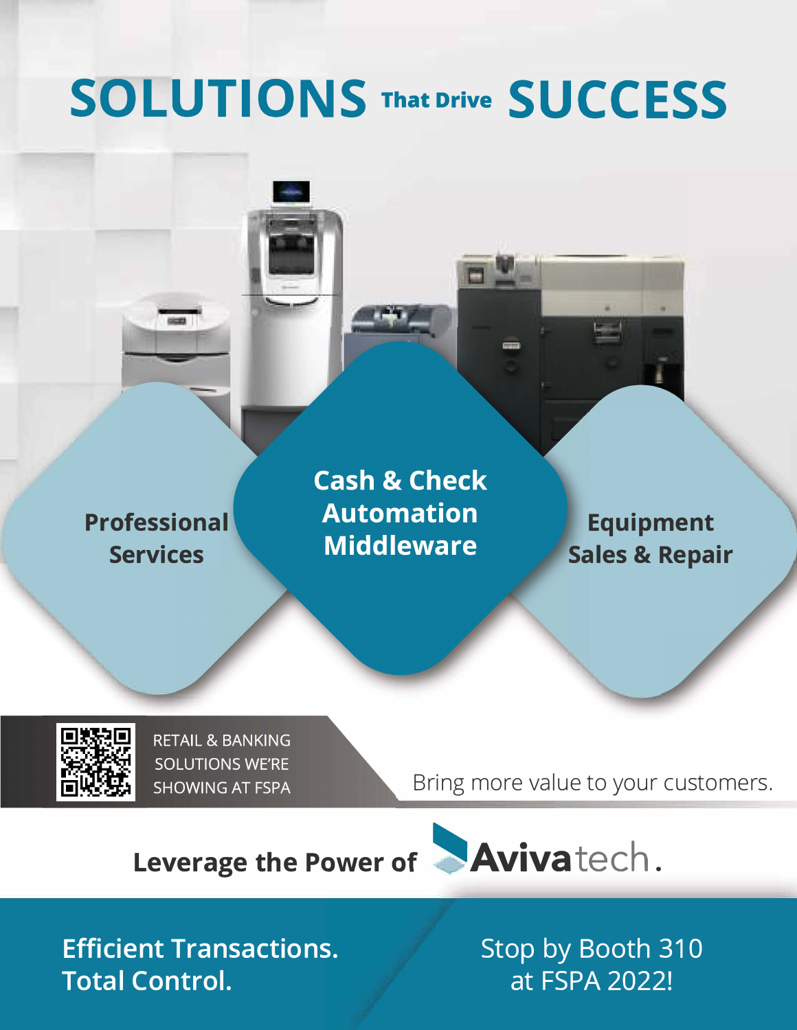# SOLUTIONS That Drive SUCCESS

**Professional Services**

**Cash & Check Automation Middleware**

**Equipment Sales & Repair**

RETAIL & BANKING SOLUTIONS WE'RE SHOWING AT FSPA

Bring more value to your customers.

**Leverage the Power of** Avivatech.

**Efficient Transactions. Total Control.**

Stop by Booth 310 at FSPA 2022!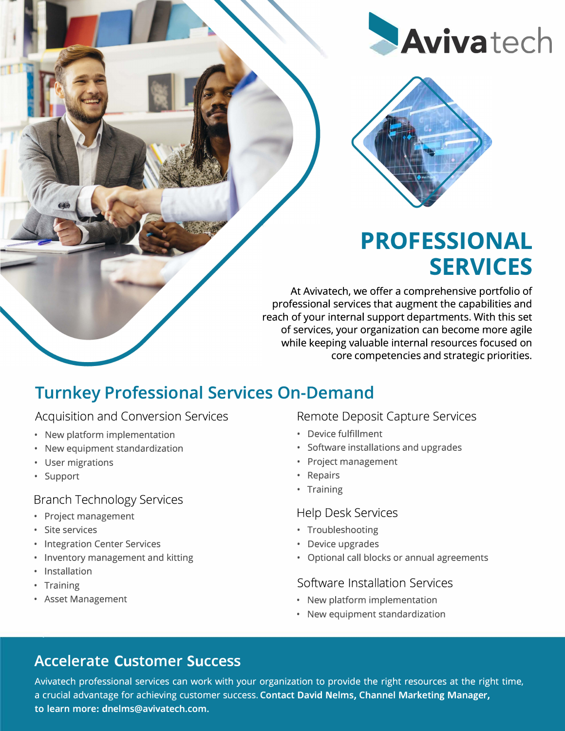Avivatech

# PROFESSIONAL SERVICES

At Avivatech, we offer a comprehensive portfolio of professional services that augment the capabilities and reach of your internal support departments. With this set of services, your organization can become more agile while keeping valuable internal resources focused on core competencies and strategic priorities.

## Turnkey Professional Services On-Demand

### Acquisition and Conversion Services

- New platform implementation
- New equipment standardization
- User migrations
- Support

### Branch Technology Services

- Project management
- Site services
- Integration Center Services
- Inventory management and kitting
- Installation
- Training
- Asset Management

### Remote Deposit Capture Services

- Device fulfillment
- Software installations and upgrades
- Project management
- Repairs
- Training

### Help Desk Services

- Troubleshooting
- Device upgrades
- Optional call blocks or annual agreements

### Software Installation Services

- New platform implementation
- New equipment standardization

## Accelerate Customer Success

Avivatech professional services can work with your organization to provide the right resources at the right time, a crucial advantage for achieving customer success. **Contact David Nelms, Channel Marketing Manager, to learn more: dnelms@avivatech.com.**